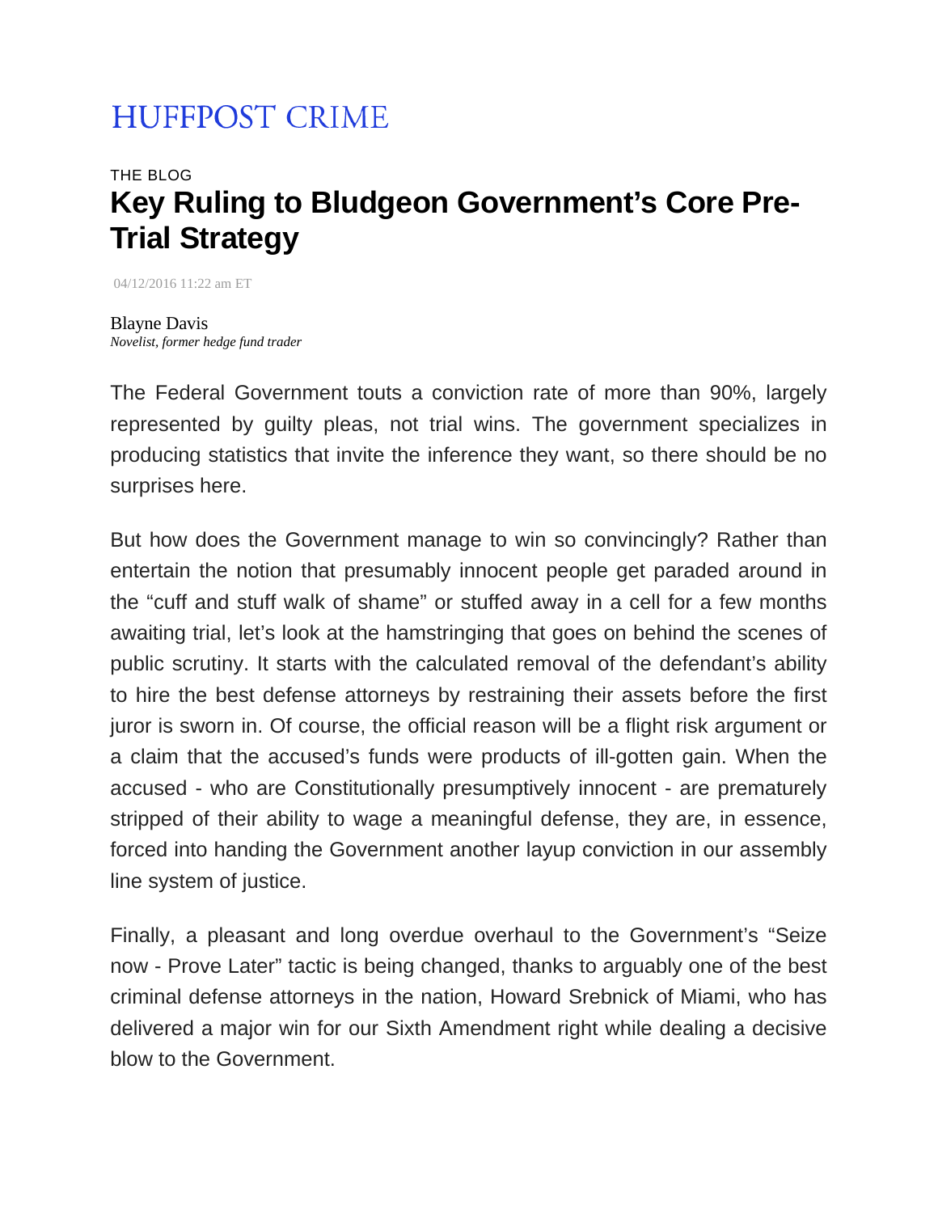HUFFPOST CRIME

THE BLOG

# Key Ruling to Bludgeon Government's Core Pre-Trial Strategy

04/12/2016 11:22 am ET

Blayne Davis
*Novelist, former hedge fund trader*

The Federal Government touts a conviction rate of more than 90%, largely represented by guilty pleas, not trial wins. The government specializes in producing statistics that invite the inference they want, so there should be no surprises here.

But how does the Government manage to win so convincingly? Rather than entertain the notion that presumably innocent people get paraded around in the "cuff and stuff walk of shame" or stuffed away in a cell for a few months awaiting trial, let's look at the hamstringing that goes on behind the scenes of public scrutiny. It starts with the calculated removal of the defendant's ability to hire the best defense attorneys by restraining their assets before the first juror is sworn in. Of course, the official reason will be a flight risk argument or a claim that the accused's funds were products of ill-gotten gain. When the accused - who are Constitutionally presumptively innocent - are prematurely stripped of their ability to wage a meaningful defense, they are, in essence, forced into handing the Government another layup conviction in our assembly line system of justice.

Finally, a pleasant and long overdue overhaul to the Government's "Seize now - Prove Later" tactic is being changed, thanks to arguably one of the best criminal defense attorneys in the nation, Howard Srebnick of Miami, who has delivered a major win for our Sixth Amendment right while dealing a decisive blow to the Government.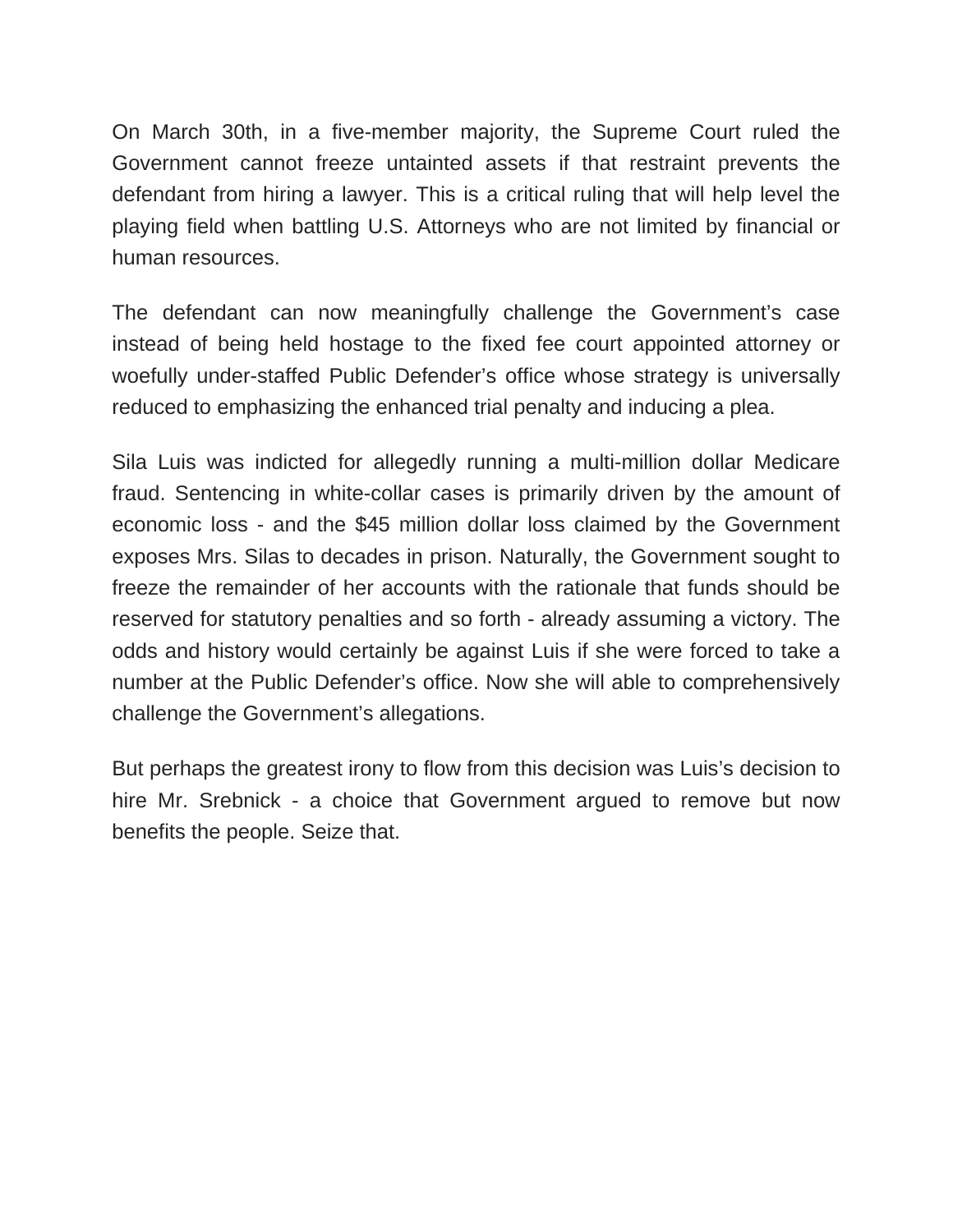On March 30th, in a five-member majority, the Supreme Court ruled the Government cannot freeze untainted assets if that restraint prevents the defendant from hiring a lawyer. This is a critical ruling that will help level the playing field when battling U.S. Attorneys who are not limited by financial or human resources.

The defendant can now meaningfully challenge the Government's case instead of being held hostage to the fixed fee court appointed attorney or woefully under-staffed Public Defender's office whose strategy is universally reduced to emphasizing the enhanced trial penalty and inducing a plea.

Sila Luis was indicted for allegedly running a multi-million dollar Medicare fraud. Sentencing in white-collar cases is primarily driven by the amount of economic loss - and the $45 million dollar loss claimed by the Government exposes Mrs. Silas to decades in prison. Naturally, the Government sought to freeze the remainder of her accounts with the rationale that funds should be reserved for statutory penalties and so forth - already assuming a victory. The odds and history would certainly be against Luis if she were forced to take a number at the Public Defender's office. Now she will able to comprehensively challenge the Government's allegations.

But perhaps the greatest irony to flow from this decision was Luis's decision to hire Mr. Srebnick - a choice that Government argued to remove but now benefits the people. Seize that.